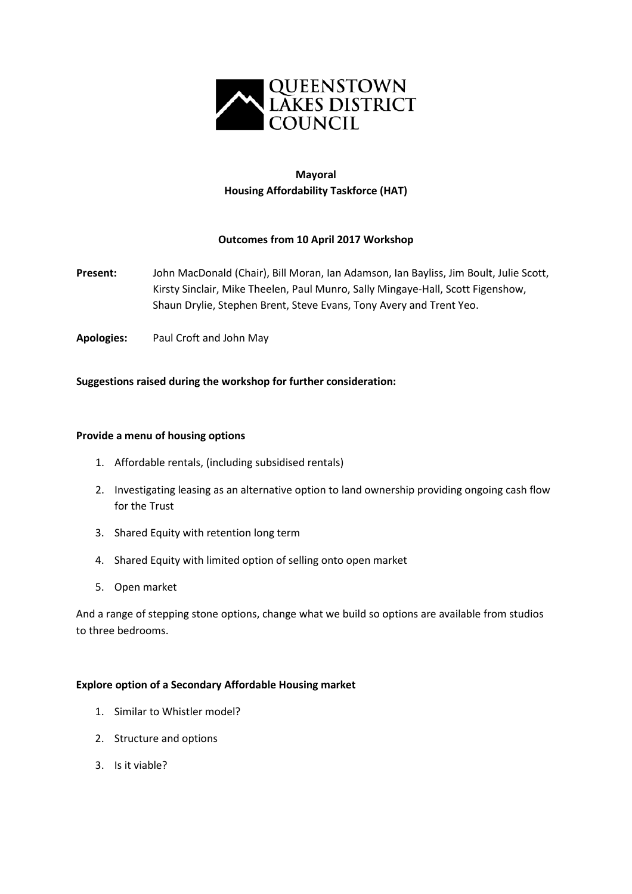QUEENSTOWN LAKES DISTRICT COUNCIL

**Mayoral**
**Housing Affordability Taskforce (HAT)**

**Outcomes from 10 April 2017 Workshop**

**Present:** John MacDonald (Chair), Bill Moran, Ian Adamson, Ian Bayliss, Jim Boult, Julie Scott, Kirsty Sinclair, Mike Theelen, Paul Munro, Sally Mingaye-Hall, Scott Figenshow, Shaun Drylie, Stephen Brent, Steve Evans, Tony Avery and Trent Yeo.

**Apologies:** Paul Croft and John May

**Suggestions raised during the workshop for further consideration:**

**Provide a menu of housing options**

1. Affordable rentals, (including subsidised rentals)
2. Investigating leasing as an alternative option to land ownership providing ongoing cash flow for the Trust
3. Shared Equity with retention long term
4. Shared Equity with limited option of selling onto open market
5. Open market

And a range of stepping stone options, change what we build so options are available from studios to three bedrooms.

**Explore option of a Secondary Affordable Housing market**

1. Similar to Whistler model?
2. Structure and options
3. Is it viable?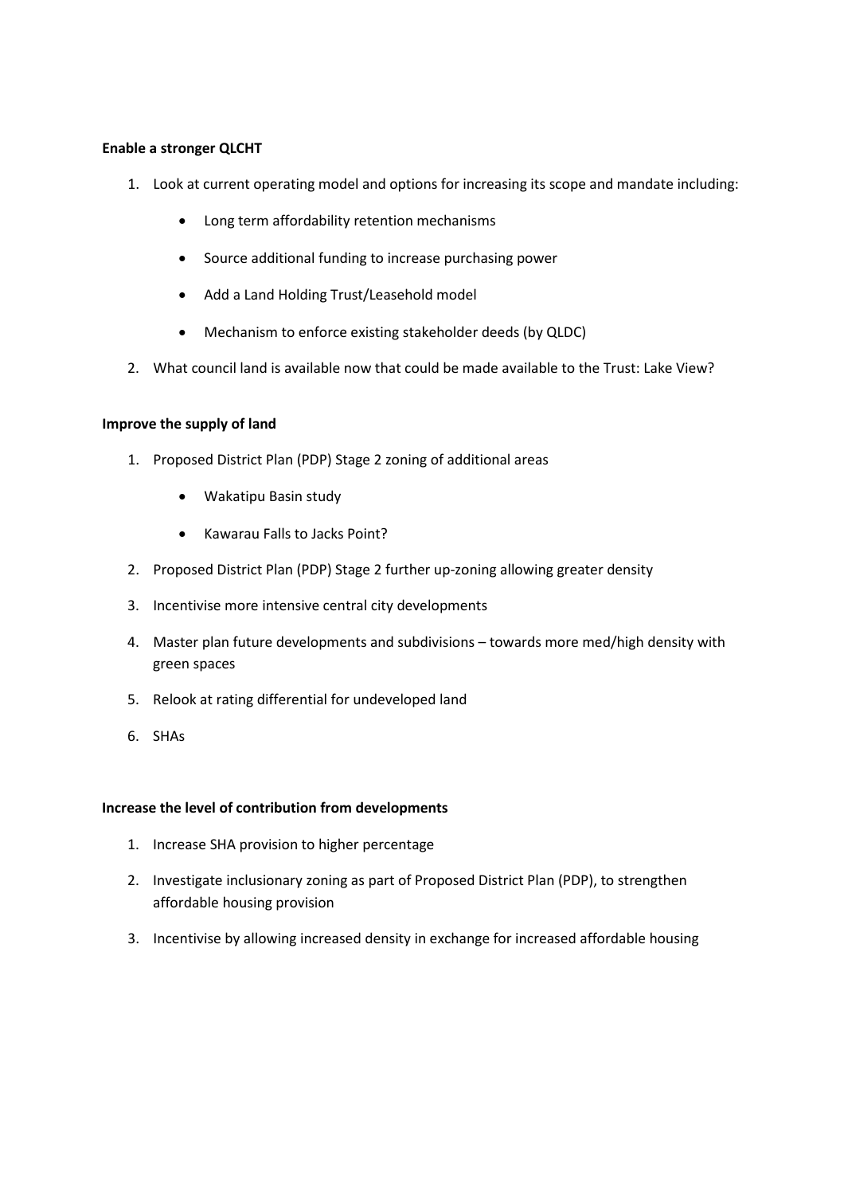**Enable a stronger QLCHT**

1. Look at current operating model and options for increasing its scope and mandate including:
    - Long term affordability retention mechanisms
    - Source additional funding to increase purchasing power
    - Add a Land Holding Trust/Leasehold model
    - Mechanism to enforce existing stakeholder deeds (by QLDC)
2. What council land is available now that could be made available to the Trust: Lake View?

**Improve the supply of land**

1. Proposed District Plan (PDP) Stage 2 zoning of additional areas
    - Wakatipu Basin study
    - Kawarau Falls to Jacks Point?
2. Proposed District Plan (PDP) Stage 2 further up-zoning allowing greater density
3. Incentivise more intensive central city developments
4. Master plan future developments and subdivisions – towards more med/high density with green spaces
5. Relook at rating differential for undeveloped land
6. SHAs

**Increase the level of contribution from developments**

1. Increase SHA provision to higher percentage
2. Investigate inclusionary zoning as part of Proposed District Plan (PDP), to strengthen affordable housing provision
3. Incentivise by allowing increased density in exchange for increased affordable housing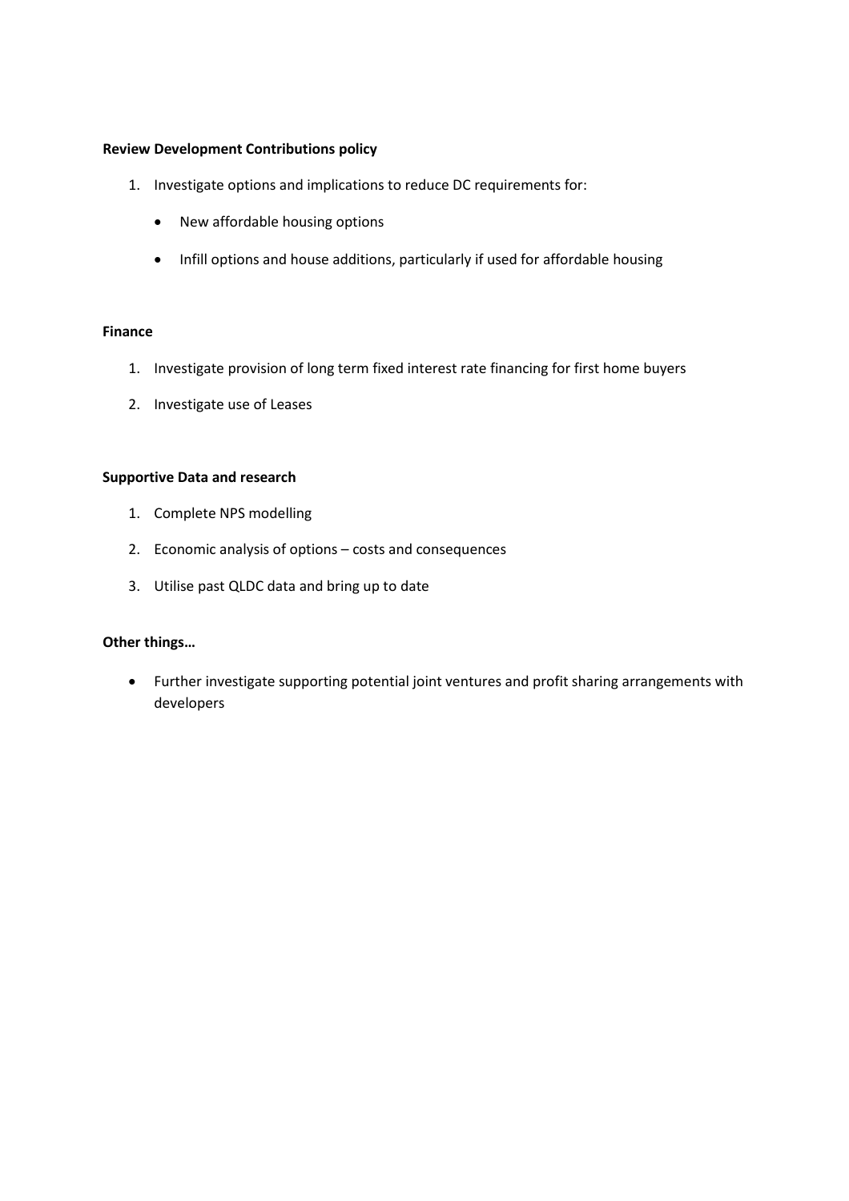**Review Development Contributions policy**

1. Investigate options and implications to reduce DC requirements for:
   - New affordable housing options
   - Infill options and house additions, particularly if used for affordable housing

**Finance**

1. Investigate provision of long term fixed interest rate financing for first home buyers
2. Investigate use of Leases

**Supportive Data and research**

1. Complete NPS modelling
2. Economic analysis of options – costs and consequences
3. Utilise past QLDC data and bring up to date

**Other things…**

- Further investigate supporting potential joint ventures and profit sharing arrangements with developers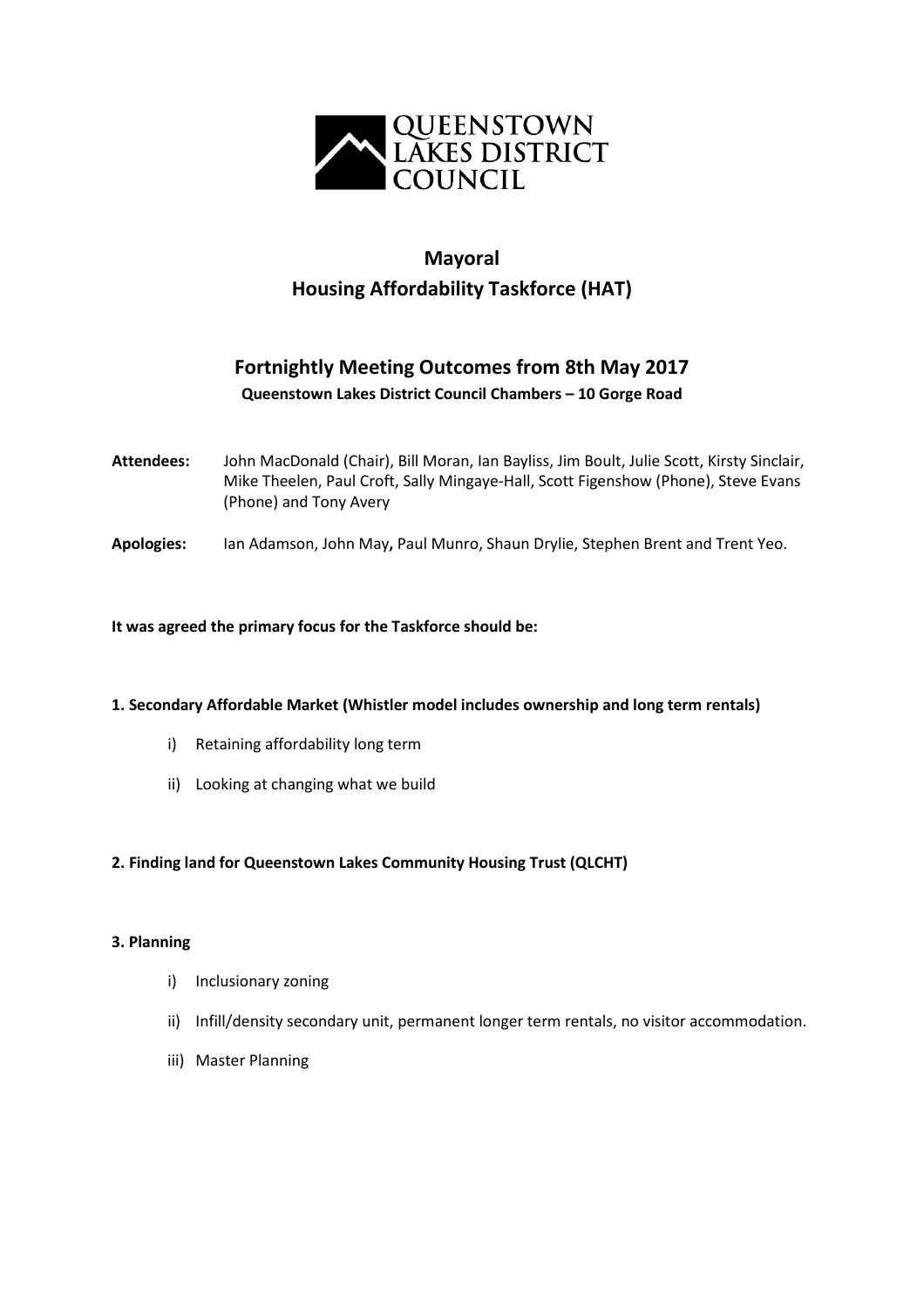QUEENSTOWN LAKES DISTRICT COUNCIL

# Mayoral Housing Affordability Taskforce (HAT)

## Fortnightly Meeting Outcomes from 8th May 2017

**Queenstown Lakes District Council Chambers – 10 Gorge Road**

**Attendees:** John MacDonald (Chair), Bill Moran, Ian Bayliss, Jim Boult, Julie Scott, Kirsty Sinclair, Mike Theelen, Paul Croft, Sally Mingaye-Hall, Scott Figenshow (Phone), Steve Evans (Phone) and Tony Avery

**Apologies:** Ian Adamson, John May, Paul Munro, Shaun Drylie, Stephen Brent and Trent Yeo.

**It was agreed the primary focus for the Taskforce should be:**

**1. Secondary Affordable Market (Whistler model includes ownership and long term rentals)**

i) Retaining affordability long term

ii) Looking at changing what we build

**2. Finding land for Queenstown Lakes Community Housing Trust (QLCHT)**

**3. Planning**

i) Inclusionary zoning

ii) Infill/density secondary unit, permanent longer term rentals, no visitor accommodation.

iii) Master Planning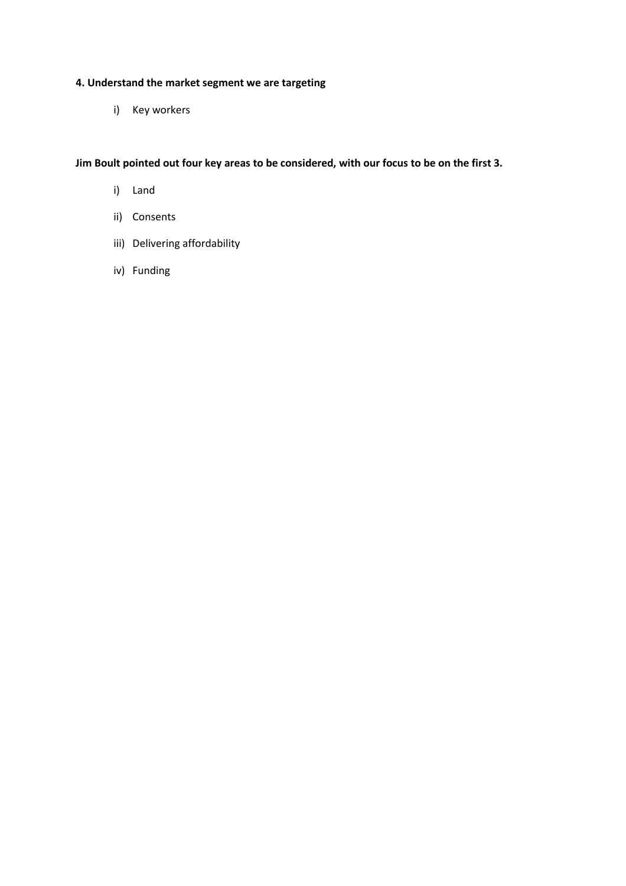**4. Understand the market segment we are targeting**

i) Key workers

**Jim Boult pointed out four key areas to be considered, with our focus to be on the first 3.**

i) Land

ii) Consents

iii) Delivering affordability

iv) Funding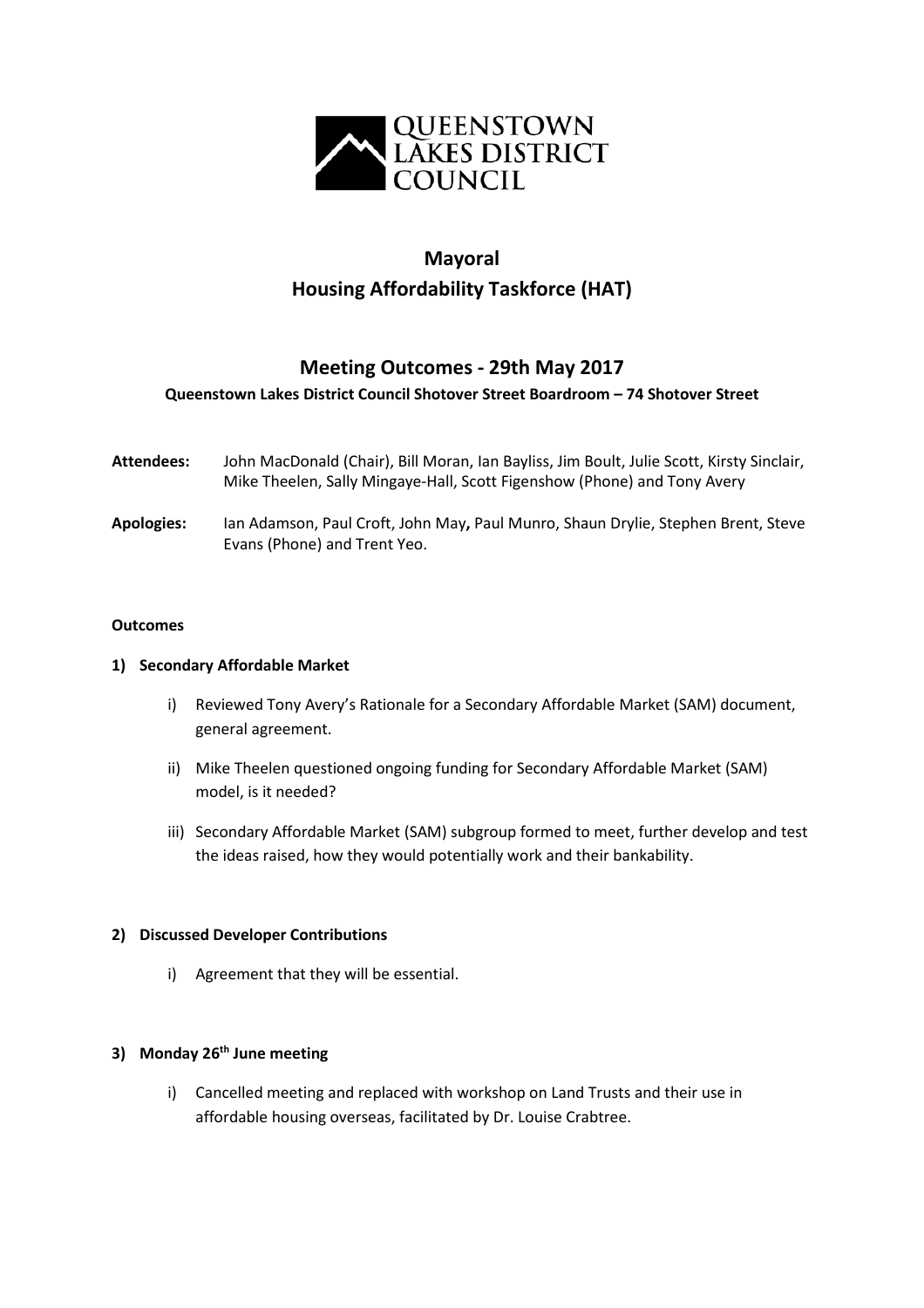QUEENSTOWN LAKES DISTRICT COUNCIL

# Mayoral
# Housing Affordability Taskforce (HAT)

## Meeting Outcomes - 29th May 2017

**Queenstown Lakes District Council Shotover Street Boardroom – 74 Shotover Street**

**Attendees:** John MacDonald (Chair), Bill Moran, Ian Bayliss, Jim Boult, Julie Scott, Kirsty Sinclair, Mike Theelen, Sally Mingaye-Hall, Scott Figenshow (Phone) and Tony Avery

**Apologies:** Ian Adamson, Paul Croft, John May**,** Paul Munro, Shaun Drylie, Stephen Brent, Steve Evans (Phone) and Trent Yeo.

**Outcomes**

**1) Secondary Affordable Market**

i) Reviewed Tony Avery's Rationale for a Secondary Affordable Market (SAM) document, general agreement.

ii) Mike Theelen questioned ongoing funding for Secondary Affordable Market (SAM) model, is it needed?

iii) Secondary Affordable Market (SAM) subgroup formed to meet, further develop and test the ideas raised, how they would potentially work and their bankability.

**2) Discussed Developer Contributions**

i) Agreement that they will be essential.

**3) Monday 26th June meeting**

i) Cancelled meeting and replaced with workshop on Land Trusts and their use in affordable housing overseas, facilitated by Dr. Louise Crabtree.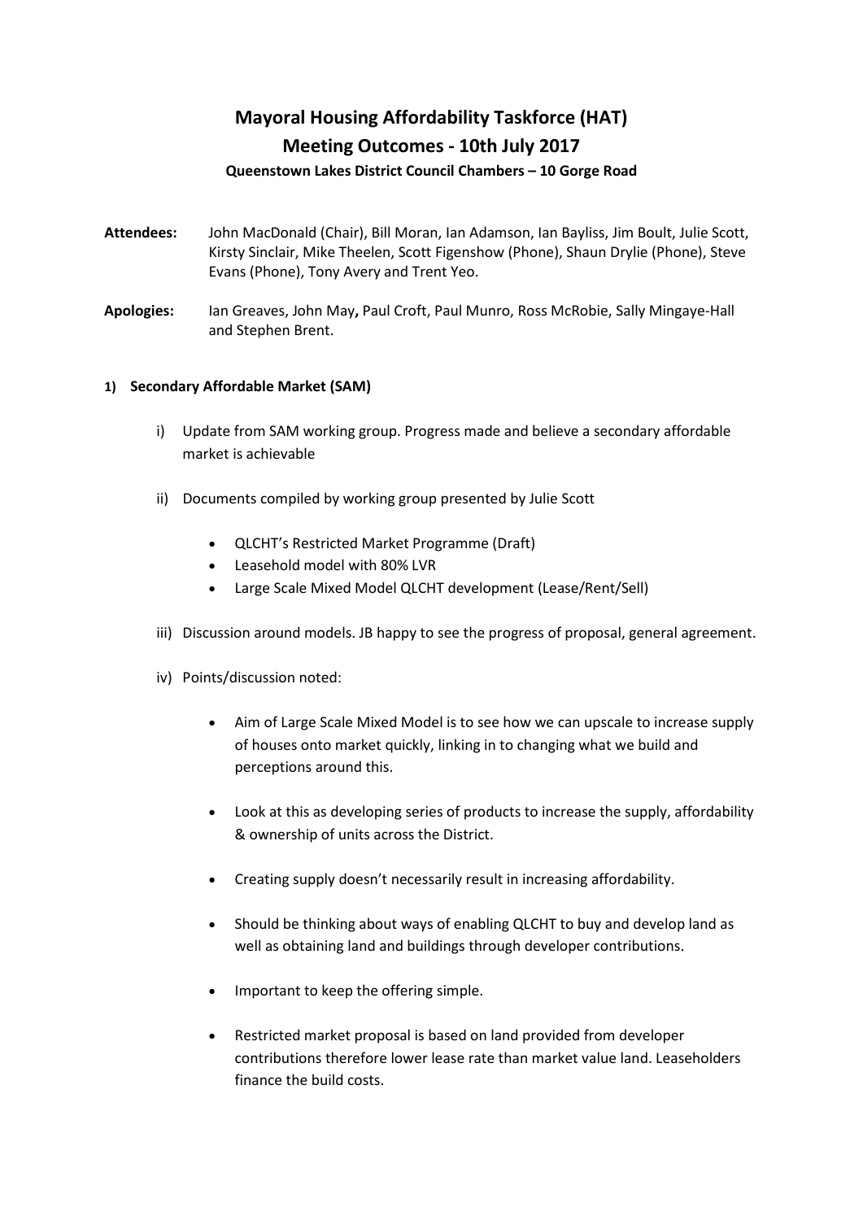# Mayoral Housing Affordability Taskforce (HAT)
# Meeting Outcomes - 10th July 2017

**Queenstown Lakes District Council Chambers – 10 Gorge Road**

**Attendees:** John MacDonald (Chair), Bill Moran, Ian Adamson, Ian Bayliss, Jim Boult, Julie Scott, Kirsty Sinclair, Mike Theelen, Scott Figenshow (Phone), Shaun Drylie (Phone), Steve Evans (Phone), Tony Avery and Trent Yeo.

**Apologies:** Ian Greaves, John May**,** Paul Croft, Paul Munro, Ross McRobie, Sally Mingaye-Hall and Stephen Brent.

## 1) Secondary Affordable Market (SAM)

i) Update from SAM working group. Progress made and believe a secondary affordable market is achievable

ii) Documents compiled by working group presented by Julie Scott

- QLCHT's Restricted Market Programme (Draft)
- Leasehold model with 80% LVR
- Large Scale Mixed Model QLCHT development (Lease/Rent/Sell)

iii) Discussion around models. JB happy to see the progress of proposal, general agreement.

iv) Points/discussion noted:

- Aim of Large Scale Mixed Model is to see how we can upscale to increase supply of houses onto market quickly, linking in to changing what we build and perceptions around this.
- Look at this as developing series of products to increase the supply, affordability & ownership of units across the District.
- Creating supply doesn't necessarily result in increasing affordability.
- Should be thinking about ways of enabling QLCHT to buy and develop land as well as obtaining land and buildings through developer contributions.
- Important to keep the offering simple.
- Restricted market proposal is based on land provided from developer contributions therefore lower lease rate than market value land. Leaseholders finance the build costs.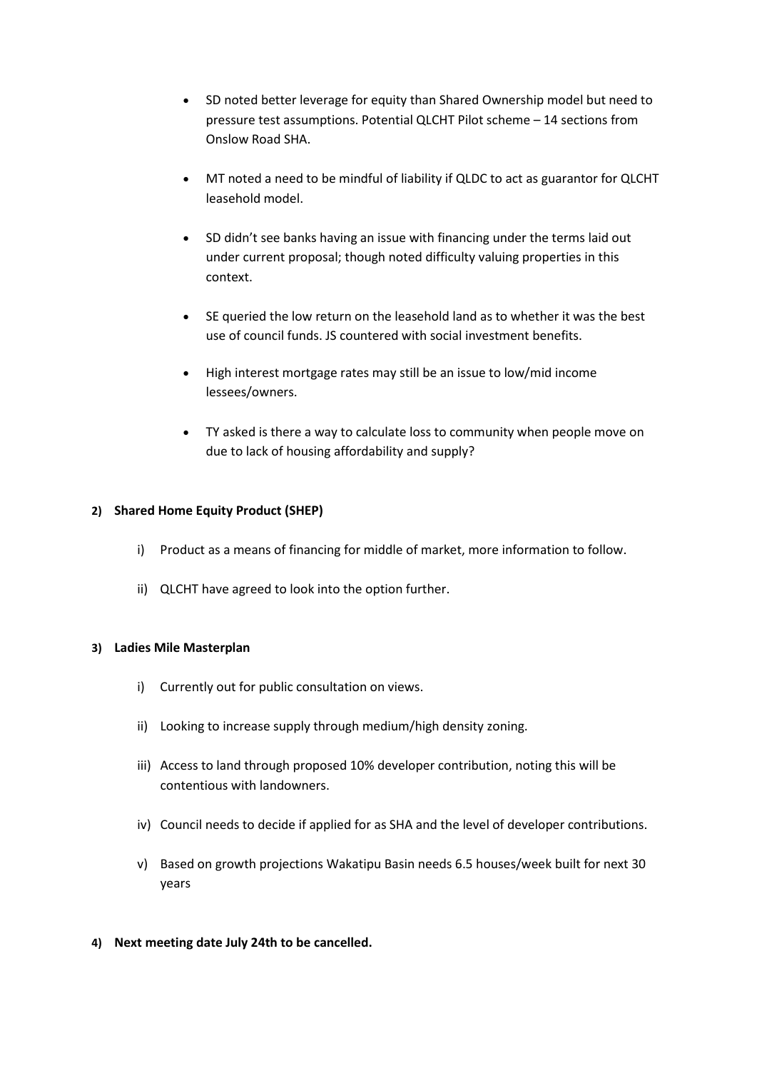- SD noted better leverage for equity than Shared Ownership model but need to pressure test assumptions. Potential QLCHT Pilot scheme – 14 sections from Onslow Road SHA.

- MT noted a need to be mindful of liability if QLDC to act as guarantor for QLCHT leasehold model.

- SD didn't see banks having an issue with financing under the terms laid out under current proposal; though noted difficulty valuing properties in this context.

- SE queried the low return on the leasehold land as to whether it was the best use of council funds. JS countered with social investment benefits.

- High interest mortgage rates may still be an issue to low/mid income lessees/owners.

- TY asked is there a way to calculate loss to community when people move on due to lack of housing affordability and supply?

**2) Shared Home Equity Product (SHEP)**

i) Product as a means of financing for middle of market, more information to follow.

ii) QLCHT have agreed to look into the option further.

**3) Ladies Mile Masterplan**

i) Currently out for public consultation on views.

ii) Looking to increase supply through medium/high density zoning.

iii) Access to land through proposed 10% developer contribution, noting this will be contentious with landowners.

iv) Council needs to decide if applied for as SHA and the level of developer contributions.

v) Based on growth projections Wakatipu Basin needs 6.5 houses/week built for next 30 years

**4) Next meeting date July 24th to be cancelled.**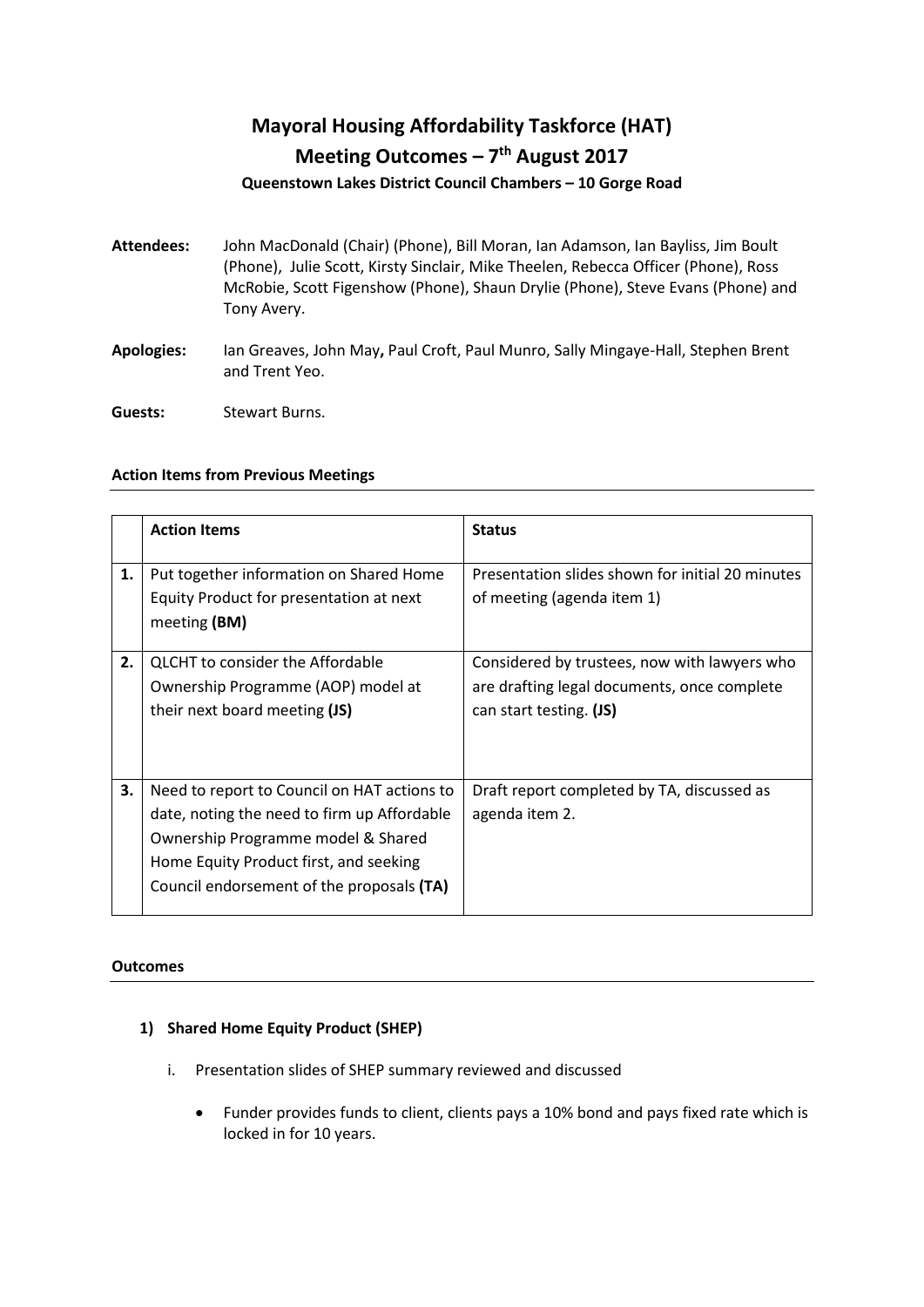# Mayoral Housing Affordability Taskforce (HAT)

## Meeting Outcomes – 7th August 2017

### Queenstown Lakes District Council Chambers – 10 Gorge Road

**Attendees:** John MacDonald (Chair) (Phone), Bill Moran, Ian Adamson, Ian Bayliss, Jim Boult (Phone), Julie Scott, Kirsty Sinclair, Mike Theelen, Rebecca Officer (Phone), Ross McRobie, Scott Figenshow (Phone), Shaun Drylie (Phone), Steve Evans (Phone) and Tony Avery.

**Apologies:** Ian Greaves, John May**,** Paul Croft, Paul Munro, Sally Mingaye-Hall, Stephen Brent and Trent Yeo.

**Guests:** Stewart Burns.

**Action Items from Previous Meetings**

| | **Action Items** | **Status** |
|---|---|---|
| **1.** | Put together information on Shared Home Equity Product for presentation at next meeting **(BM)** | Presentation slides shown for initial 20 minutes of meeting (agenda item 1) |
| **2.** | QLCHT to consider the Affordable Ownership Programme (AOP) model at their next board meeting **(JS)** | Considered by trustees, now with lawyers who are drafting legal documents, once complete can start testing. **(JS)** |
| **3.** | Need to report to Council on HAT actions to date, noting the need to firm up Affordable Ownership Programme model & Shared Home Equity Product first, and seeking Council endorsement of the proposals **(TA)** | Draft report completed by TA, discussed as agenda item 2. |

**Outcomes**

1) **Shared Home Equity Product (SHEP)**

   i. Presentation slides of SHEP summary reviewed and discussed

   - Funder provides funds to client, clients pays a 10% bond and pays fixed rate which is locked in for 10 years.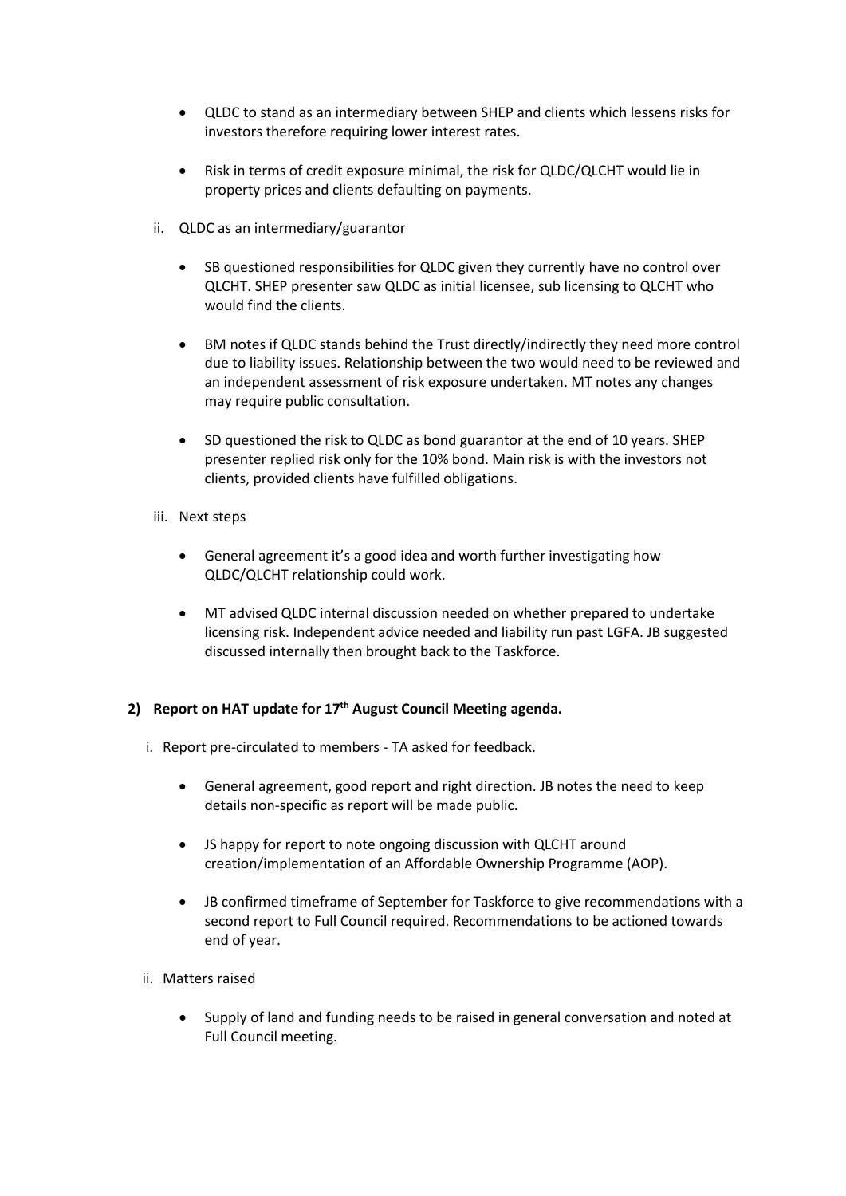- QLDC to stand as an intermediary between SHEP and clients which lessens risks for investors therefore requiring lower interest rates.

- Risk in terms of credit exposure minimal, the risk for QLDC/QLCHT would lie in property prices and clients defaulting on payments.

ii. QLDC as an intermediary/guarantor

- SB questioned responsibilities for QLDC given they currently have no control over QLCHT. SHEP presenter saw QLDC as initial licensee, sub licensing to QLCHT who would find the clients.

- BM notes if QLDC stands behind the Trust directly/indirectly they need more control due to liability issues. Relationship between the two would need to be reviewed and an independent assessment of risk exposure undertaken. MT notes any changes may require public consultation.

- SD questioned the risk to QLDC as bond guarantor at the end of 10 years. SHEP presenter replied risk only for the 10% bond. Main risk is with the investors not clients, provided clients have fulfilled obligations.

iii. Next steps

- General agreement it's a good idea and worth further investigating how QLDC/QLCHT relationship could work.

- MT advised QLDC internal discussion needed on whether prepared to undertake licensing risk. Independent advice needed and liability run past LGFA. JB suggested discussed internally then brought back to the Taskforce.

**2) Report on HAT update for 17th August Council Meeting agenda.**

i. Report pre-circulated to members - TA asked for feedback.

- General agreement, good report and right direction. JB notes the need to keep details non-specific as report will be made public.

- JS happy for report to note ongoing discussion with QLCHT around creation/implementation of an Affordable Ownership Programme (AOP).

- JB confirmed timeframe of September for Taskforce to give recommendations with a second report to Full Council required. Recommendations to be actioned towards end of year.

ii. Matters raised

- Supply of land and funding needs to be raised in general conversation and noted at Full Council meeting.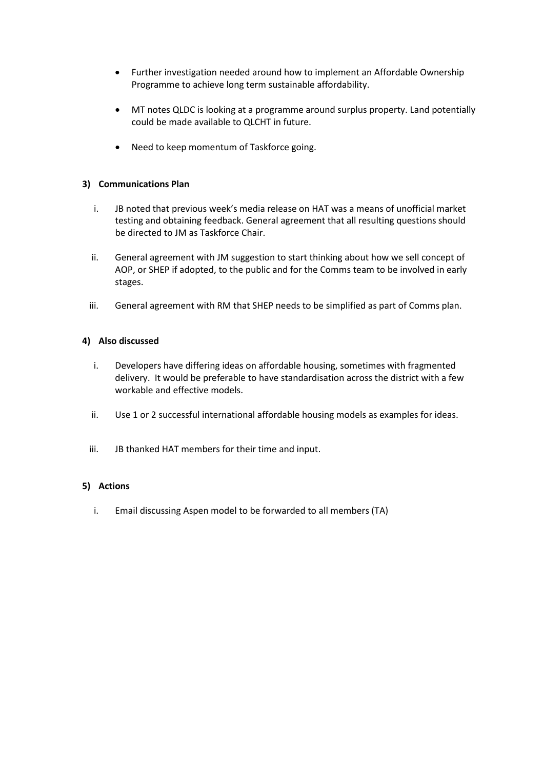- Further investigation needed around how to implement an Affordable Ownership Programme to achieve long term sustainable affordability.
- MT notes QLDC is looking at a programme around surplus property. Land potentially could be made available to QLCHT in future.
- Need to keep momentum of Taskforce going.

**3) Communications Plan**

i. JB noted that previous week's media release on HAT was a means of unofficial market testing and obtaining feedback. General agreement that all resulting questions should be directed to JM as Taskforce Chair.

ii. General agreement with JM suggestion to start thinking about how we sell concept of AOP, or SHEP if adopted, to the public and for the Comms team to be involved in early stages.

iii. General agreement with RM that SHEP needs to be simplified as part of Comms plan.

**4) Also discussed**

i. Developers have differing ideas on affordable housing, sometimes with fragmented delivery. It would be preferable to have standardisation across the district with a few workable and effective models.

ii. Use 1 or 2 successful international affordable housing models as examples for ideas.

iii. JB thanked HAT members for their time and input.

**5) Actions**

i. Email discussing Aspen model to be forwarded to all members (TA)